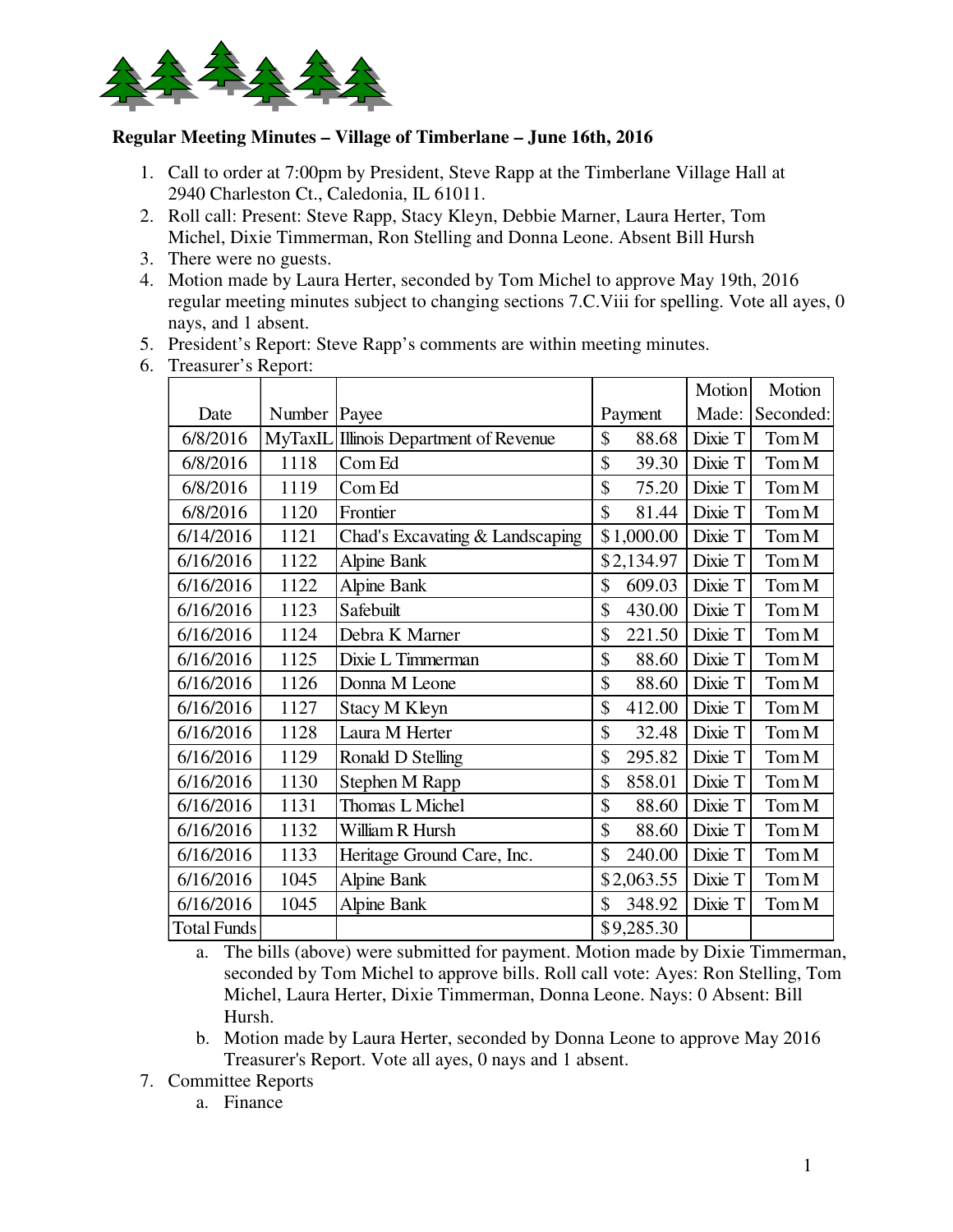**Regular Meeting Minutes – Village of Timberlane – June 16th, 2016**

1. Call to order at 7:00pm by President, Steve Rapp at the Timberlane Village Hall at 2940 Charleston Ct., Caledonia, IL 61011.
2. Roll call: Present: Steve Rapp, Stacy Kleyn, Debbie Marner, Laura Herter, Tom Michel, Dixie Timmerman, Ron Stelling and Donna Leone. Absent Bill Hursh
3. There were no guests.
4. Motion made by Laura Herter, seconded by Tom Michel to approve May 19th, 2016 regular meeting minutes subject to changing sections 7.C.Viii for spelling. Vote all ayes, 0 nays, and 1 absent.
5. President's Report: Steve Rapp's comments are within meeting minutes.
6. Treasurer's Report:

| Date | Number | Payee | Payment | Motion Made: | Motion Seconded: |
|---|---|---|---|---|---|
| 6/8/2016 | MyTaxIL | Illinois Department of Revenue | $ 88.68 | Dixie T | Tom M |
| 6/8/2016 | 1118 | Com Ed | $ 39.30 | Dixie T | Tom M |
| 6/8/2016 | 1119 | Com Ed | $ 75.20 | Dixie T | Tom M |
| 6/8/2016 | 1120 | Frontier | $ 81.44 | Dixie T | Tom M |
| 6/14/2016 | 1121 | Chad's Excavating & Landscaping | $1,000.00 | Dixie T | Tom M |
| 6/16/2016 | 1122 | Alpine Bank | $2,134.97 | Dixie T | Tom M |
| 6/16/2016 | 1122 | Alpine Bank | $ 609.03 | Dixie T | Tom M |
| 6/16/2016 | 1123 | Safebuilt | $ 430.00 | Dixie T | Tom M |
| 6/16/2016 | 1124 | Debra K Marner | $ 221.50 | Dixie T | Tom M |
| 6/16/2016 | 1125 | Dixie L Timmerman | $ 88.60 | Dixie T | Tom M |
| 6/16/2016 | 1126 | Donna M Leone | $ 88.60 | Dixie T | Tom M |
| 6/16/2016 | 1127 | Stacy M Kleyn | $ 412.00 | Dixie T | Tom M |
| 6/16/2016 | 1128 | Laura M Herter | $ 32.48 | Dixie T | Tom M |
| 6/16/2016 | 1129 | Ronald D Stelling | $ 295.82 | Dixie T | Tom M |
| 6/16/2016 | 1130 | Stephen M Rapp | $ 858.01 | Dixie T | Tom M |
| 6/16/2016 | 1131 | Thomas L Michel | $ 88.60 | Dixie T | Tom M |
| 6/16/2016 | 1132 | William R Hursh | $ 88.60 | Dixie T | Tom M |
| 6/16/2016 | 1133 | Heritage Ground Care, Inc. | $ 240.00 | Dixie T | Tom M |
| 6/16/2016 | 1045 | Alpine Bank | $2,063.55 | Dixie T | Tom M |
| 6/16/2016 | 1045 | Alpine Bank | $ 348.92 | Dixie T | Tom M |
| Total Funds | | | $9,285.30 | | |

   a. The bills (above) were submitted for payment. Motion made by Dixie Timmerman, seconded by Tom Michel to approve bills. Roll call vote: Ayes: Ron Stelling, Tom Michel, Laura Herter, Dixie Timmerman, Donna Leone. Nays: 0 Absent: Bill Hursh.
   b. Motion made by Laura Herter, seconded by Donna Leone to approve May 2016 Treasurer's Report. Vote all ayes, 0 nays and 1 absent.
7. Committee Reports
   a. Finance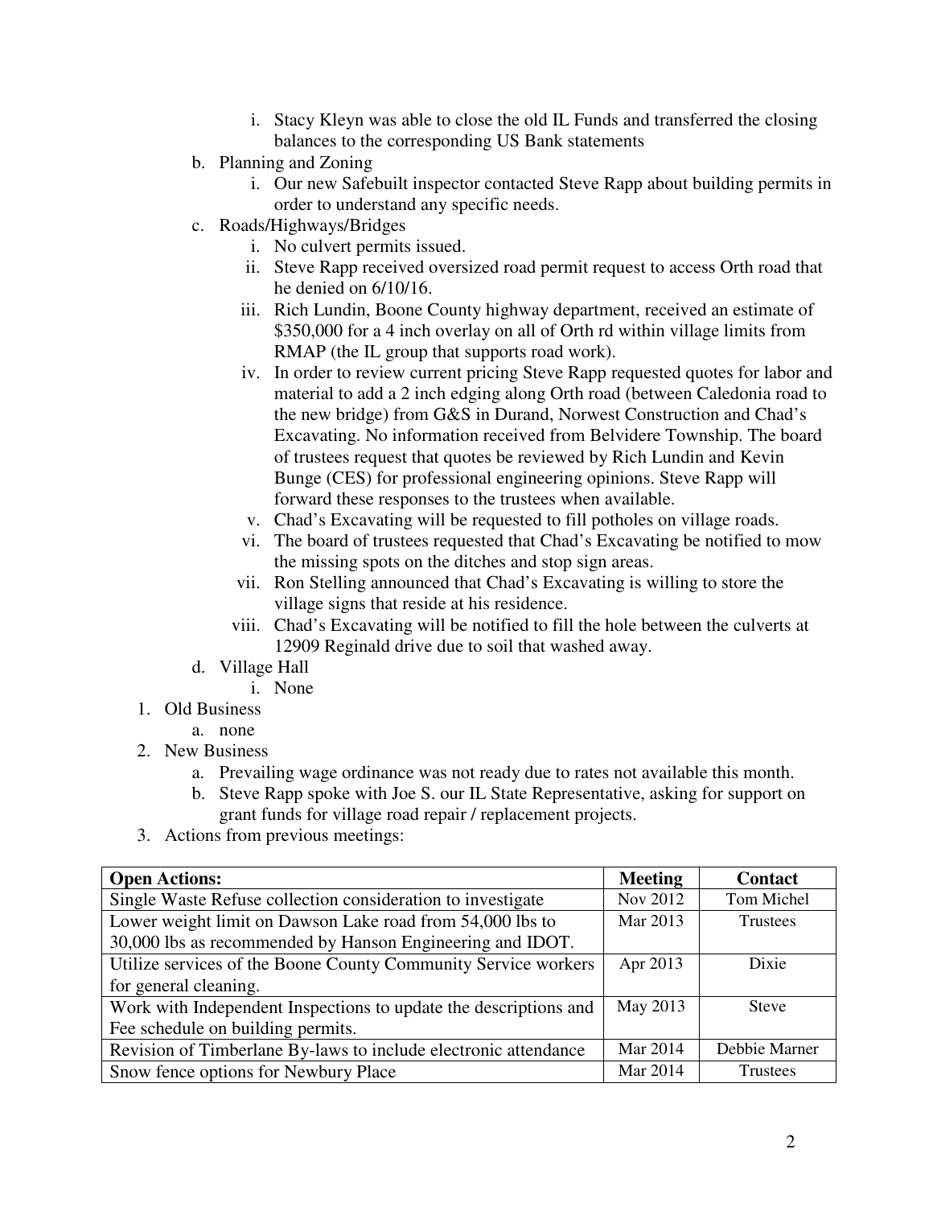i. Stacy Kleyn was able to close the old IL Funds and transferred the closing balances to the corresponding US Bank statements

b. Planning and Zoning
   i. Our new Safebuilt inspector contacted Steve Rapp about building permits in order to understand any specific needs.

c. Roads/Highways/Bridges
   i. No culvert permits issued.
   ii. Steve Rapp received oversized road permit request to access Orth road that he denied on 6/10/16.
   iii. Rich Lundin, Boone County highway department, received an estimate of $350,000 for a 4 inch overlay on all of Orth rd within village limits from RMAP (the IL group that supports road work).
   iv. In order to review current pricing Steve Rapp requested quotes for labor and material to add a 2 inch edging along Orth road (between Caledonia road to the new bridge) from G&S in Durand, Norwest Construction and Chad's Excavating. No information received from Belvidere Township. The board of trustees request that quotes be reviewed by Rich Lundin and Kevin Bunge (CES) for professional engineering opinions. Steve Rapp will forward these responses to the trustees when available.
   v. Chad's Excavating will be requested to fill potholes on village roads.
   vi. The board of trustees requested that Chad's Excavating be notified to mow the missing spots on the ditches and stop sign areas.
   vii. Ron Stelling announced that Chad's Excavating is willing to store the village signs that reside at his residence.
   viii. Chad's Excavating will be notified to fill the hole between the culverts at 12909 Reginald drive due to soil that washed away.

d. Village Hall
   i. None

1. Old Business
   a. none
2. New Business
   a. Prevailing wage ordinance was not ready due to rates not available this month.
   b. Steve Rapp spoke with Joe S. our IL State Representative, asking for support on grant funds for village road repair / replacement projects.
3. Actions from previous meetings:

| **Open Actions:** | **Meeting** | **Contact** |
|---|---|---|
| Single Waste Refuse collection consideration to investigate | Nov 2012 | Tom Michel |
| Lower weight limit on Dawson Lake road from 54,000 lbs to 30,000 lbs as recommended by Hanson Engineering and IDOT. | Mar 2013 | Trustees |
| Utilize services of the Boone County Community Service workers for general cleaning. | Apr 2013 | Dixie |
| Work with Independent Inspections to update the descriptions and Fee schedule on building permits. | May 2013 | Steve |
| Revision of Timberlane By-laws to include electronic attendance | Mar 2014 | Debbie Marner |
| Snow fence options for Newbury Place | Mar 2014 | Trustees |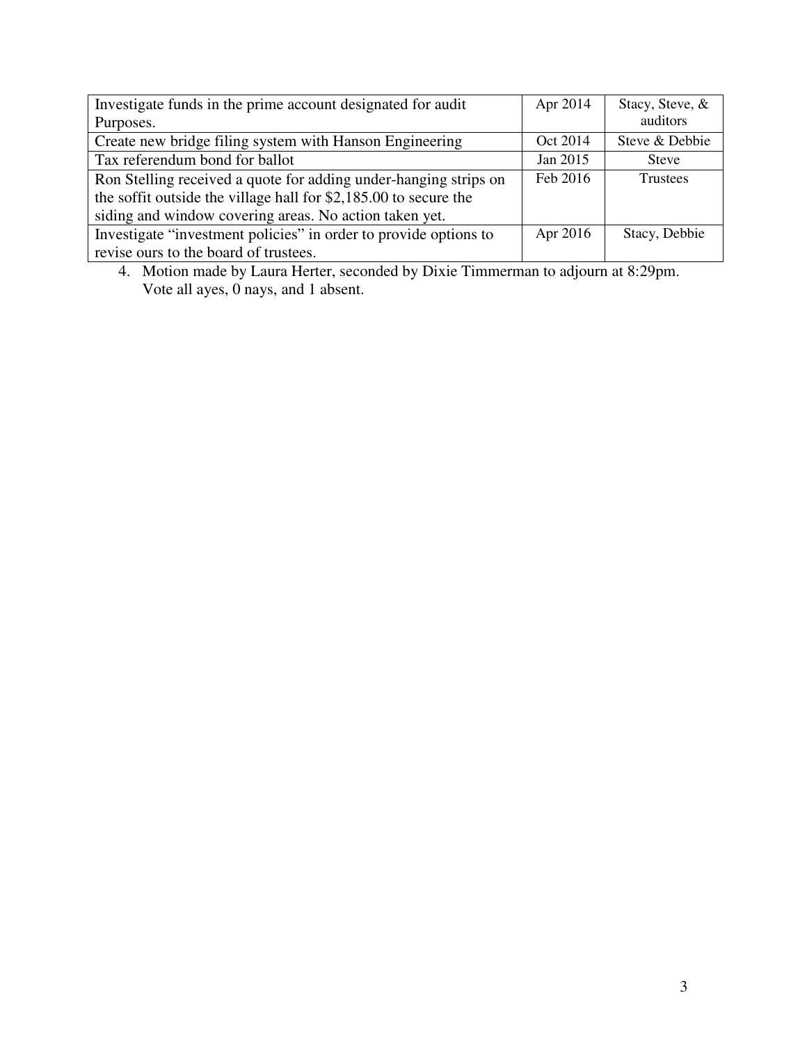| | | |
|---|---|---|
| Investigate funds in the prime account designated for audit Purposes. | Apr 2014 | Stacy, Steve, & auditors |
| Create new bridge filing system with Hanson Engineering | Oct 2014 | Steve & Debbie |
| Tax referendum bond for ballot | Jan 2015 | Steve |
| Ron Stelling received a quote for adding under-hanging strips on the soffit outside the village hall for $2,185.00 to secure the siding and window covering areas. No action taken yet. | Feb 2016 | Trustees |
| Investigate "investment policies" in order to provide options to revise ours to the board of trustees. | Apr 2016 | Stacy, Debbie |

4. Motion made by Laura Herter, seconded by Dixie Timmerman to adjourn at 8:29pm. Vote all ayes, 0 nays, and 1 absent.